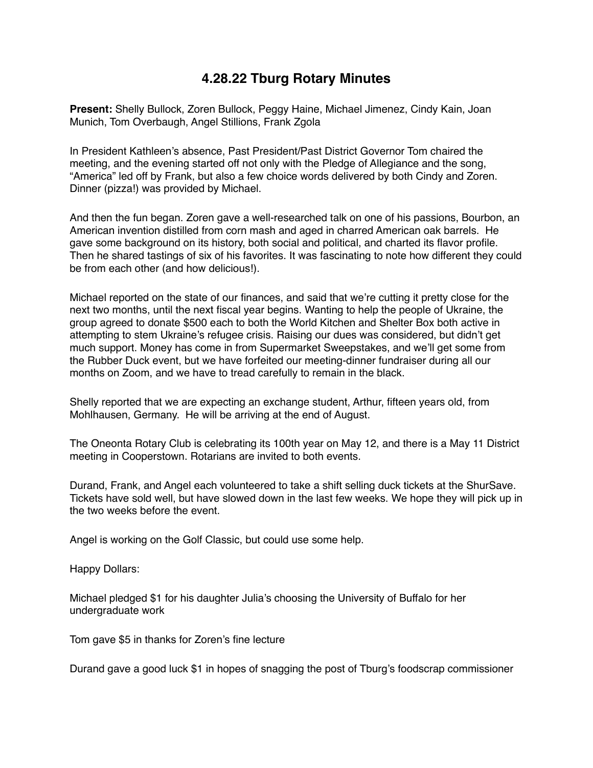# 4.28.22 Tburg Rotary Minutes

**Present:** Shelly Bullock, Zoren Bullock, Peggy Haine, Michael Jimenez, Cindy Kain, Joan Munich, Tom Overbaugh, Angel Stillions, Frank Zgola

In President Kathleen's absence, Past President/Past District Governor Tom chaired the meeting, and the evening started off not only with the Pledge of Allegiance and the song, "America" led off by Frank, but also a few choice words delivered by both Cindy and Zoren. Dinner (pizza!) was provided by Michael.

And then the fun began. Zoren gave a well-researched talk on one of his passions, Bourbon, an American invention distilled from corn mash and aged in charred American oak barrels. He gave some background on its history, both social and political, and charted its flavor profile. Then he shared tastings of six of his favorites. It was fascinating to note how different they could be from each other (and how delicious!).

Michael reported on the state of our finances, and said that we're cutting it pretty close for the next two months, until the next fiscal year begins. Wanting to help the people of Ukraine, the group agreed to donate $500 each to both the World Kitchen and Shelter Box both active in attempting to stem Ukraine's refugee crisis. Raising our dues was considered, but didn't get much support. Money has come in from Supermarket Sweepstakes, and we'll get some from the Rubber Duck event, but we have forfeited our meeting-dinner fundraiser during all our months on Zoom, and we have to tread carefully to remain in the black.

Shelly reported that we are expecting an exchange student, Arthur, fifteen years old, from Mohlhausen, Germany. He will be arriving at the end of August.

The Oneonta Rotary Club is celebrating its 100th year on May 12, and there is a May 11 District meeting in Cooperstown. Rotarians are invited to both events.

Durand, Frank, and Angel each volunteered to take a shift selling duck tickets at the ShurSave. Tickets have sold well, but have slowed down in the last few weeks. We hope they will pick up in the two weeks before the event.

Angel is working on the Golf Classic, but could use some help.

Happy Dollars:

Michael pledged $1 for his daughter Julia's choosing the University of Buffalo for her undergraduate work

Tom gave $5 in thanks for Zoren's fine lecture

Durand gave a good luck $1 in hopes of snagging the post of Tburg's foodscrap commissioner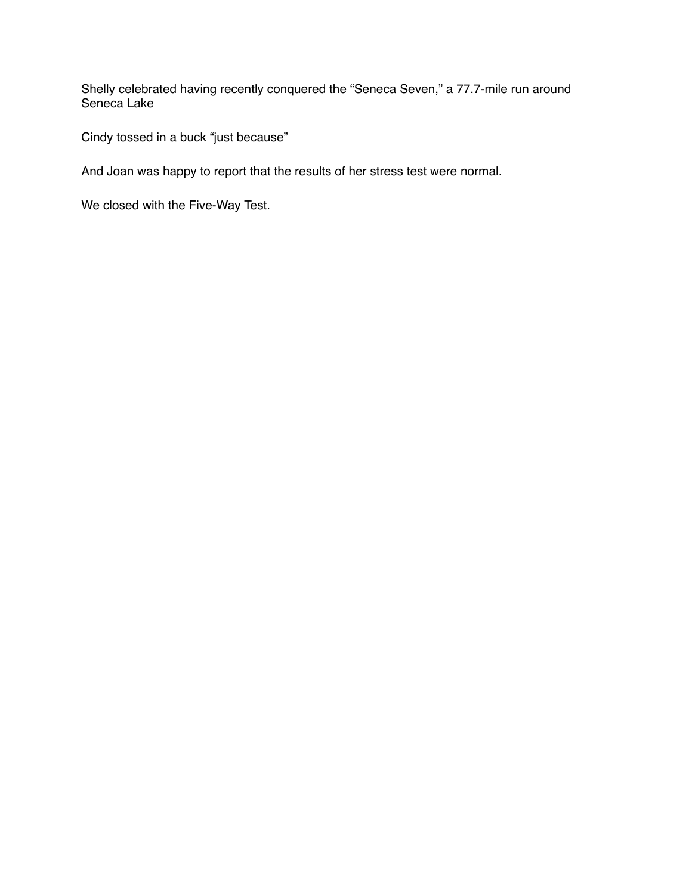Shelly celebrated having recently conquered the “Seneca Seven,” a 77.7-mile run around Seneca Lake

Cindy tossed in a buck “just because”

And Joan was happy to report that the results of her stress test were normal.

We closed with the Five-Way Test.